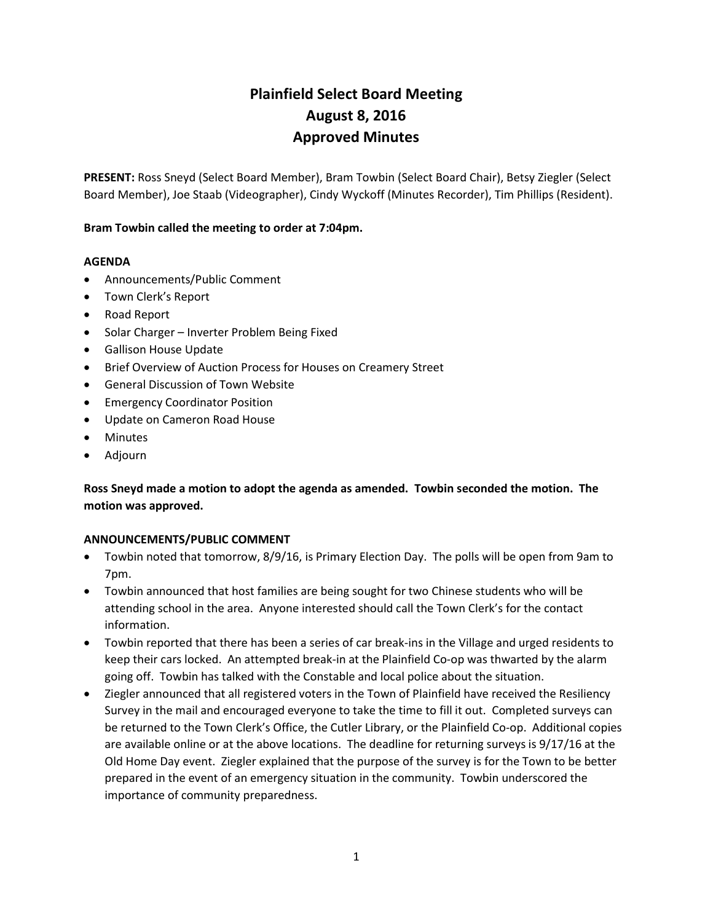# Plainfield Select Board Meeting
# August 8, 2016
# Approved Minutes

**PRESENT:** Ross Sneyd (Select Board Member), Bram Towbin (Select Board Chair), Betsy Ziegler (Select Board Member), Joe Staab (Videographer), Cindy Wyckoff (Minutes Recorder), Tim Phillips (Resident).

**Bram Towbin called the meeting to order at 7:04pm.**

**AGENDA**

- Announcements/Public Comment
- Town Clerk's Report
- Road Report
- Solar Charger – Inverter Problem Being Fixed
- Gallison House Update
- Brief Overview of Auction Process for Houses on Creamery Street
- General Discussion of Town Website
- Emergency Coordinator Position
- Update on Cameron Road House
- Minutes
- Adjourn

**Ross Sneyd made a motion to adopt the agenda as amended. Towbin seconded the motion. The motion was approved.**

**ANNOUNCEMENTS/PUBLIC COMMENT**

- Towbin noted that tomorrow, 8/9/16, is Primary Election Day. The polls will be open from 9am to 7pm.
- Towbin announced that host families are being sought for two Chinese students who will be attending school in the area. Anyone interested should call the Town Clerk's for the contact information.
- Towbin reported that there has been a series of car break-ins in the Village and urged residents to keep their cars locked. An attempted break-in at the Plainfield Co-op was thwarted by the alarm going off. Towbin has talked with the Constable and local police about the situation.
- Ziegler announced that all registered voters in the Town of Plainfield have received the Resiliency Survey in the mail and encouraged everyone to take the time to fill it out. Completed surveys can be returned to the Town Clerk's Office, the Cutler Library, or the Plainfield Co-op. Additional copies are available online or at the above locations. The deadline for returning surveys is 9/17/16 at the Old Home Day event. Ziegler explained that the purpose of the survey is for the Town to be better prepared in the event of an emergency situation in the community. Towbin underscored the importance of community preparedness.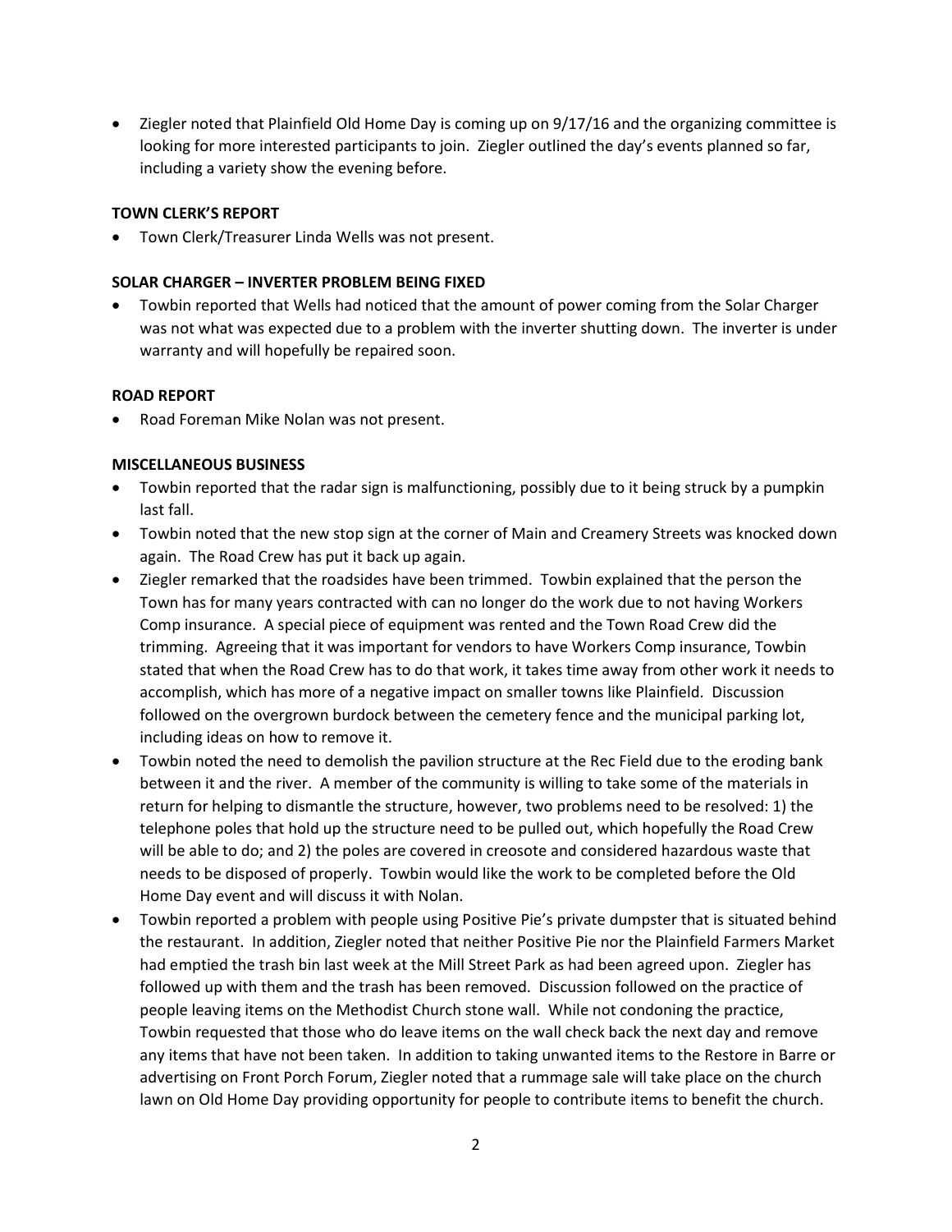- Ziegler noted that Plainfield Old Home Day is coming up on 9/17/16 and the organizing committee is looking for more interested participants to join. Ziegler outlined the day's events planned so far, including a variety show the evening before.

**TOWN CLERK'S REPORT**

- Town Clerk/Treasurer Linda Wells was not present.

**SOLAR CHARGER – INVERTER PROBLEM BEING FIXED**

- Towbin reported that Wells had noticed that the amount of power coming from the Solar Charger was not what was expected due to a problem with the inverter shutting down. The inverter is under warranty and will hopefully be repaired soon.

**ROAD REPORT**

- Road Foreman Mike Nolan was not present.

**MISCELLANEOUS BUSINESS**

- Towbin reported that the radar sign is malfunctioning, possibly due to it being struck by a pumpkin last fall.
- Towbin noted that the new stop sign at the corner of Main and Creamery Streets was knocked down again. The Road Crew has put it back up again.
- Ziegler remarked that the roadsides have been trimmed. Towbin explained that the person the Town has for many years contracted with can no longer do the work due to not having Workers Comp insurance. A special piece of equipment was rented and the Town Road Crew did the trimming. Agreeing that it was important for vendors to have Workers Comp insurance, Towbin stated that when the Road Crew has to do that work, it takes time away from other work it needs to accomplish, which has more of a negative impact on smaller towns like Plainfield. Discussion followed on the overgrown burdock between the cemetery fence and the municipal parking lot, including ideas on how to remove it.
- Towbin noted the need to demolish the pavilion structure at the Rec Field due to the eroding bank between it and the river. A member of the community is willing to take some of the materials in return for helping to dismantle the structure, however, two problems need to be resolved: 1) the telephone poles that hold up the structure need to be pulled out, which hopefully the Road Crew will be able to do; and 2) the poles are covered in creosote and considered hazardous waste that needs to be disposed of properly. Towbin would like the work to be completed before the Old Home Day event and will discuss it with Nolan.
- Towbin reported a problem with people using Positive Pie's private dumpster that is situated behind the restaurant. In addition, Ziegler noted that neither Positive Pie nor the Plainfield Farmers Market had emptied the trash bin last week at the Mill Street Park as had been agreed upon. Ziegler has followed up with them and the trash has been removed. Discussion followed on the practice of people leaving items on the Methodist Church stone wall. While not condoning the practice, Towbin requested that those who do leave items on the wall check back the next day and remove any items that have not been taken. In addition to taking unwanted items to the Restore in Barre or advertising on Front Porch Forum, Ziegler noted that a rummage sale will take place on the church lawn on Old Home Day providing opportunity for people to contribute items to benefit the church.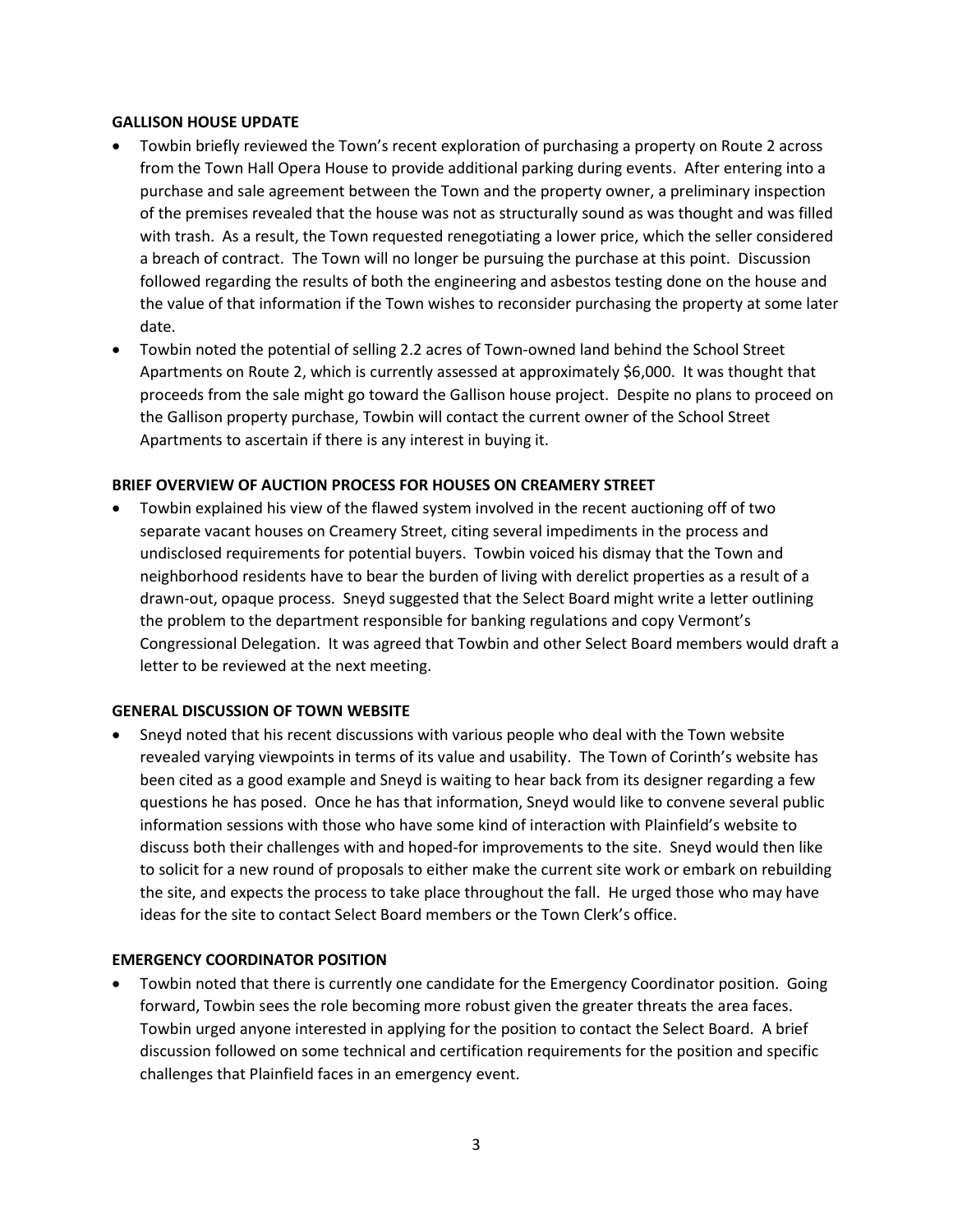**GALLISON HOUSE UPDATE**

- Towbin briefly reviewed the Town's recent exploration of purchasing a property on Route 2 across from the Town Hall Opera House to provide additional parking during events. After entering into a purchase and sale agreement between the Town and the property owner, a preliminary inspection of the premises revealed that the house was not as structurally sound as was thought and was filled with trash. As a result, the Town requested renegotiating a lower price, which the seller considered a breach of contract. The Town will no longer be pursuing the purchase at this point. Discussion followed regarding the results of both the engineering and asbestos testing done on the house and the value of that information if the Town wishes to reconsider purchasing the property at some later date.
- Towbin noted the potential of selling 2.2 acres of Town-owned land behind the School Street Apartments on Route 2, which is currently assessed at approximately $6,000. It was thought that proceeds from the sale might go toward the Gallison house project. Despite no plans to proceed on the Gallison property purchase, Towbin will contact the current owner of the School Street Apartments to ascertain if there is any interest in buying it.

**BRIEF OVERVIEW OF AUCTION PROCESS FOR HOUSES ON CREAMERY STREET**

- Towbin explained his view of the flawed system involved in the recent auctioning off of two separate vacant houses on Creamery Street, citing several impediments in the process and undisclosed requirements for potential buyers. Towbin voiced his dismay that the Town and neighborhood residents have to bear the burden of living with derelict properties as a result of a drawn-out, opaque process. Sneyd suggested that the Select Board might write a letter outlining the problem to the department responsible for banking regulations and copy Vermont's Congressional Delegation. It was agreed that Towbin and other Select Board members would draft a letter to be reviewed at the next meeting.

**GENERAL DISCUSSION OF TOWN WEBSITE**

- Sneyd noted that his recent discussions with various people who deal with the Town website revealed varying viewpoints in terms of its value and usability. The Town of Corinth's website has been cited as a good example and Sneyd is waiting to hear back from its designer regarding a few questions he has posed. Once he has that information, Sneyd would like to convene several public information sessions with those who have some kind of interaction with Plainfield's website to discuss both their challenges with and hoped-for improvements to the site. Sneyd would then like to solicit for a new round of proposals to either make the current site work or embark on rebuilding the site, and expects the process to take place throughout the fall. He urged those who may have ideas for the site to contact Select Board members or the Town Clerk's office.

**EMERGENCY COORDINATOR POSITION**

- Towbin noted that there is currently one candidate for the Emergency Coordinator position. Going forward, Towbin sees the role becoming more robust given the greater threats the area faces. Towbin urged anyone interested in applying for the position to contact the Select Board. A brief discussion followed on some technical and certification requirements for the position and specific challenges that Plainfield faces in an emergency event.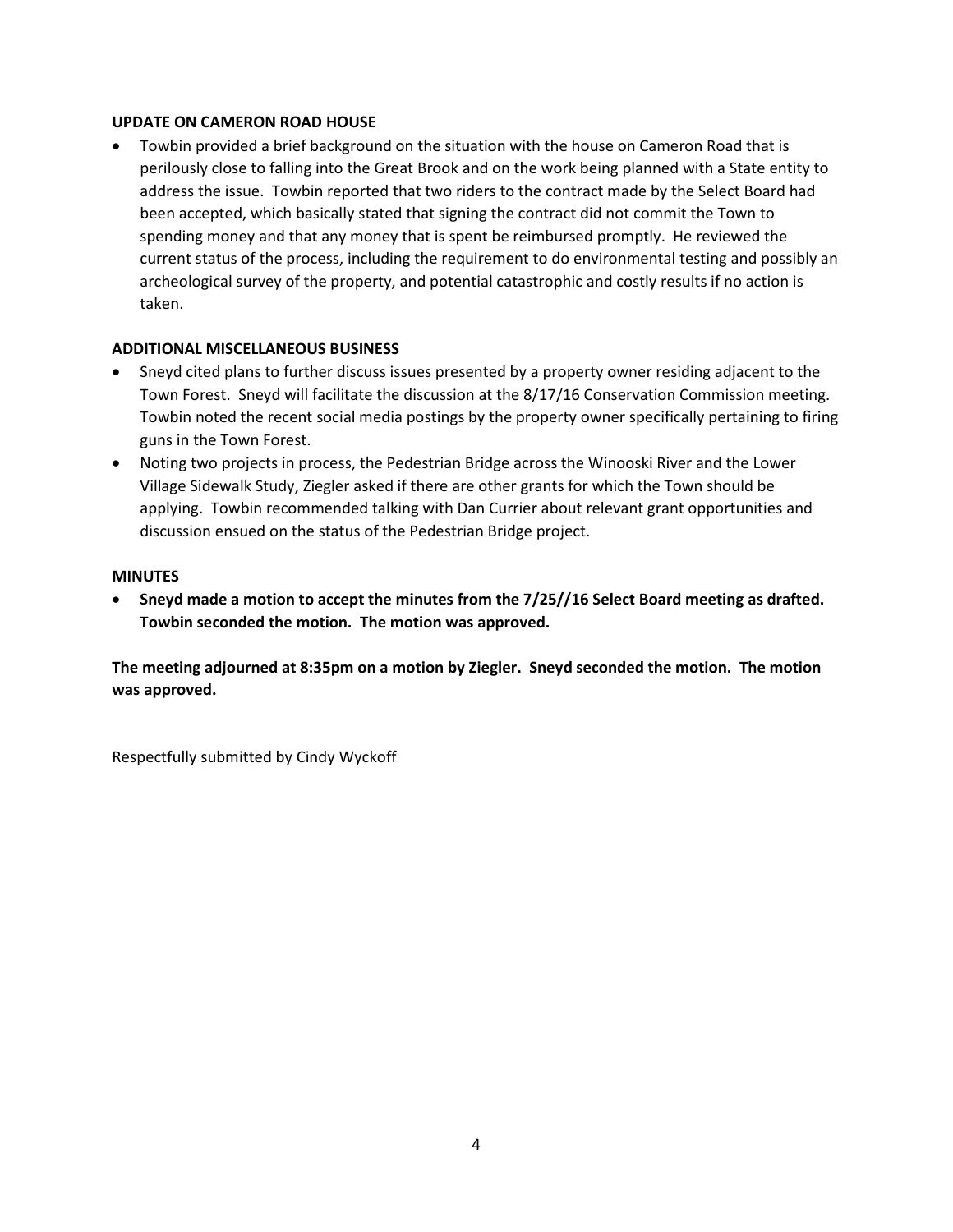**UPDATE ON CAMERON ROAD HOUSE**

- Towbin provided a brief background on the situation with the house on Cameron Road that is perilously close to falling into the Great Brook and on the work being planned with a State entity to address the issue. Towbin reported that two riders to the contract made by the Select Board had been accepted, which basically stated that signing the contract did not commit the Town to spending money and that any money that is spent be reimbursed promptly. He reviewed the current status of the process, including the requirement to do environmental testing and possibly an archeological survey of the property, and potential catastrophic and costly results if no action is taken.

**ADDITIONAL MISCELLANEOUS BUSINESS**

- Sneyd cited plans to further discuss issues presented by a property owner residing adjacent to the Town Forest. Sneyd will facilitate the discussion at the 8/17/16 Conservation Commission meeting. Towbin noted the recent social media postings by the property owner specifically pertaining to firing guns in the Town Forest.
- Noting two projects in process, the Pedestrian Bridge across the Winooski River and the Lower Village Sidewalk Study, Ziegler asked if there are other grants for which the Town should be applying. Towbin recommended talking with Dan Currier about relevant grant opportunities and discussion ensued on the status of the Pedestrian Bridge project.

**MINUTES**

- **Sneyd made a motion to accept the minutes from the 7/25//16 Select Board meeting as drafted. Towbin seconded the motion. The motion was approved.**

**The meeting adjourned at 8:35pm on a motion by Ziegler. Sneyd seconded the motion. The motion was approved.**

Respectfully submitted by Cindy Wyckoff